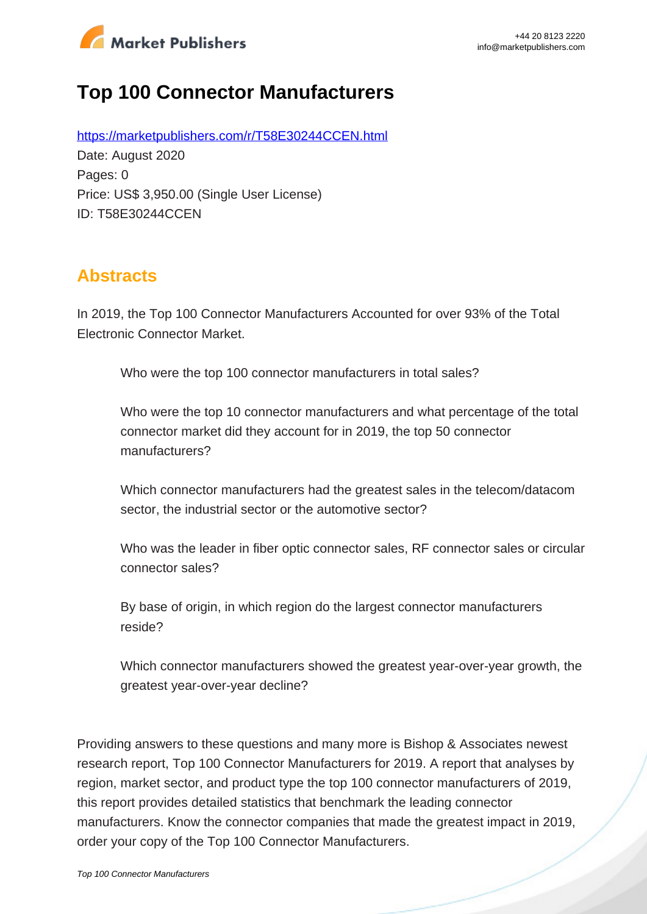# Top 100 Connector Manufacturers

https://marketpublishers.com/r/T58E30244CCEN.html

Date: August 2020

Pages: 0

Price: US$ 3,950.00 (Single User License)

ID: T58E30244CCEN

## Abstracts

In 2019, the Top 100 Connector Manufacturers Accounted for over 93% of the Total Electronic Connector Market.

> Who were the top 100 connector manufacturers in total sales?
>
> Who were the top 10 connector manufacturers and what percentage of the total connector market did they account for in 2019, the top 50 connector manufacturers?
>
> Which connector manufacturers had the greatest sales in the telecom/datacom sector, the industrial sector or the automotive sector?
>
> Who was the leader in fiber optic connector sales, RF connector sales or circular connector sales?
>
> By base of origin, in which region do the largest connector manufacturers reside?
>
> Which connector manufacturers showed the greatest year-over-year growth, the greatest year-over-year decline?

Providing answers to these questions and many more is Bishop & Associates newest research report, Top 100 Connector Manufacturers for 2019. A report that analyses by region, market sector, and product type the top 100 connector manufacturers of 2019, this report provides detailed statistics that benchmark the leading connector manufacturers. Know the connector companies that made the greatest impact in 2019, order your copy of the Top 100 Connector Manufacturers.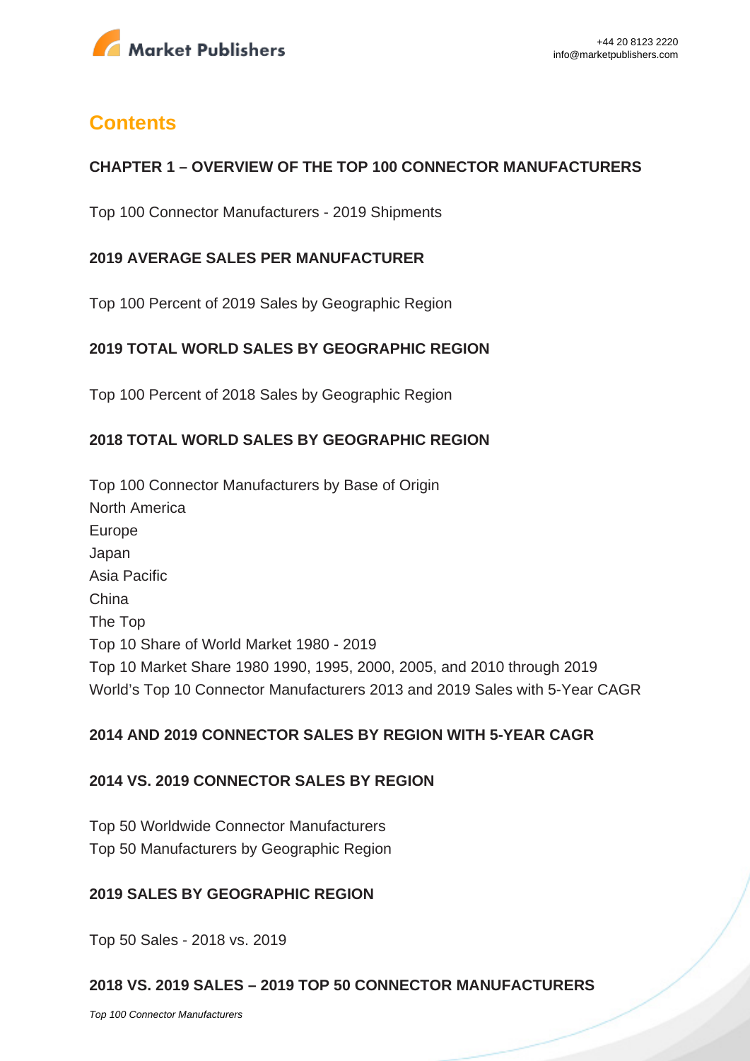## Contents

### CHAPTER 1 – OVERVIEW OF THE TOP 100 CONNECTOR MANUFACTURERS

Top 100 Connector Manufacturers - 2019 Shipments

### 2019 AVERAGE SALES PER MANUFACTURER

Top 100 Percent of 2019 Sales by Geographic Region

### 2019 TOTAL WORLD SALES BY GEOGRAPHIC REGION

Top 100 Percent of 2018 Sales by Geographic Region

### 2018 TOTAL WORLD SALES BY GEOGRAPHIC REGION

Top 100 Connector Manufacturers by Base of Origin
North America
Europe
Japan
Asia Pacific
China
The Top
Top 10 Share of World Market 1980 - 2019
Top 10 Market Share 1980 1990, 1995, 2000, 2005, and 2010 through 2019
World's Top 10 Connector Manufacturers 2013 and 2019 Sales with 5-Year CAGR

### 2014 AND 2019 CONNECTOR SALES BY REGION WITH 5-YEAR CAGR

### 2014 VS. 2019 CONNECTOR SALES BY REGION

Top 50 Worldwide Connector Manufacturers
Top 50 Manufacturers by Geographic Region

### 2019 SALES BY GEOGRAPHIC REGION

Top 50 Sales - 2018 vs. 2019

### 2018 VS. 2019 SALES – 2019 TOP 50 CONNECTOR MANUFACTURERS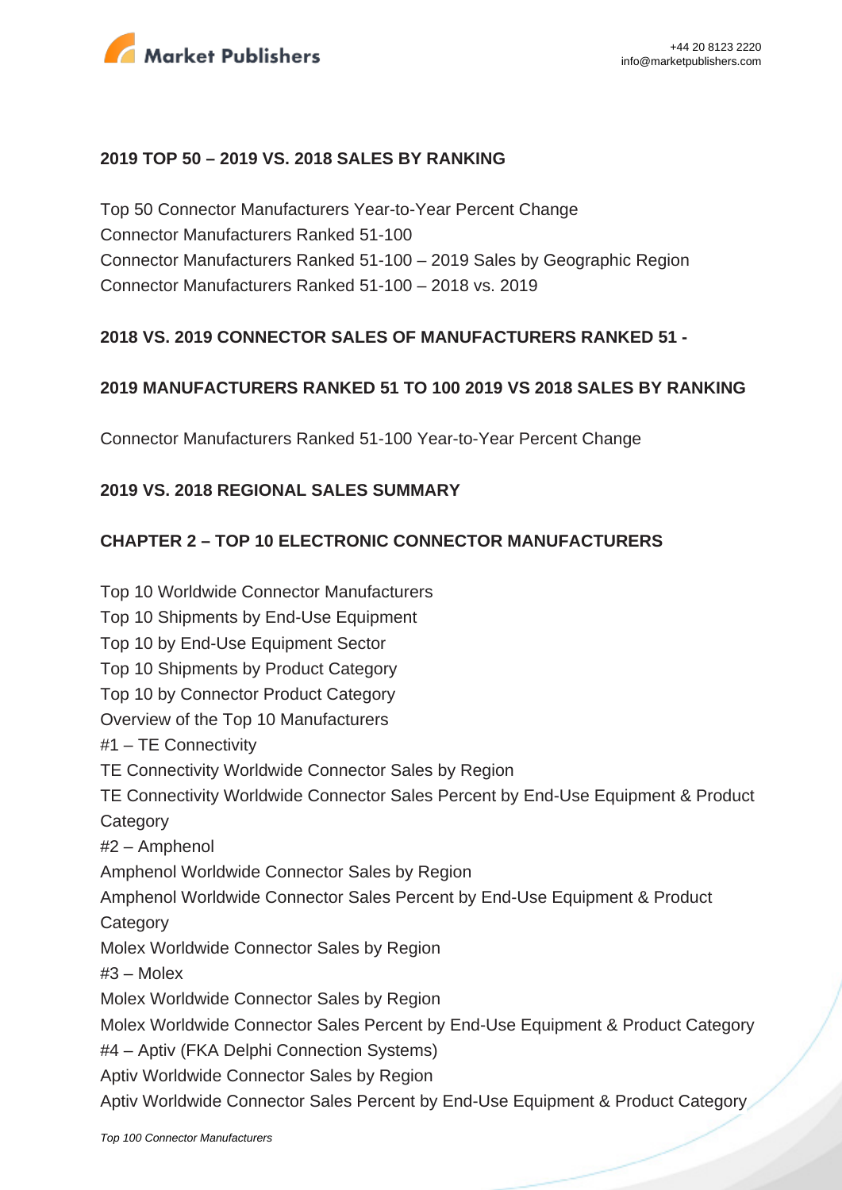**2019 TOP 50 – 2019 VS. 2018 SALES BY RANKING**

Top 50 Connector Manufacturers Year-to-Year Percent Change
Connector Manufacturers Ranked 51-100
Connector Manufacturers Ranked 51-100 – 2019 Sales by Geographic Region
Connector Manufacturers Ranked 51-100 – 2018 vs. 2019

**2018 VS. 2019 CONNECTOR SALES OF MANUFACTURERS RANKED 51 -**

**2019 MANUFACTURERS RANKED 51 TO 100 2019 VS 2018 SALES BY RANKING**

Connector Manufacturers Ranked 51-100 Year-to-Year Percent Change

**2019 VS. 2018 REGIONAL SALES SUMMARY**

**CHAPTER 2 – TOP 10 ELECTRONIC CONNECTOR MANUFACTURERS**

Top 10 Worldwide Connector Manufacturers
Top 10 Shipments by End-Use Equipment
Top 10 by End-Use Equipment Sector
Top 10 Shipments by Product Category
Top 10 by Connector Product Category
Overview of the Top 10 Manufacturers
#1 – TE Connectivity
TE Connectivity Worldwide Connector Sales by Region
TE Connectivity Worldwide Connector Sales Percent by End-Use Equipment & Product Category
#2 – Amphenol
Amphenol Worldwide Connector Sales by Region
Amphenol Worldwide Connector Sales Percent by End-Use Equipment & Product Category
Molex Worldwide Connector Sales by Region
#3 – Molex
Molex Worldwide Connector Sales by Region
Molex Worldwide Connector Sales Percent by End-Use Equipment & Product Category
#4 – Aptiv (FKA Delphi Connection Systems)
Aptiv Worldwide Connector Sales by Region
Aptiv Worldwide Connector Sales Percent by End-Use Equipment & Product Category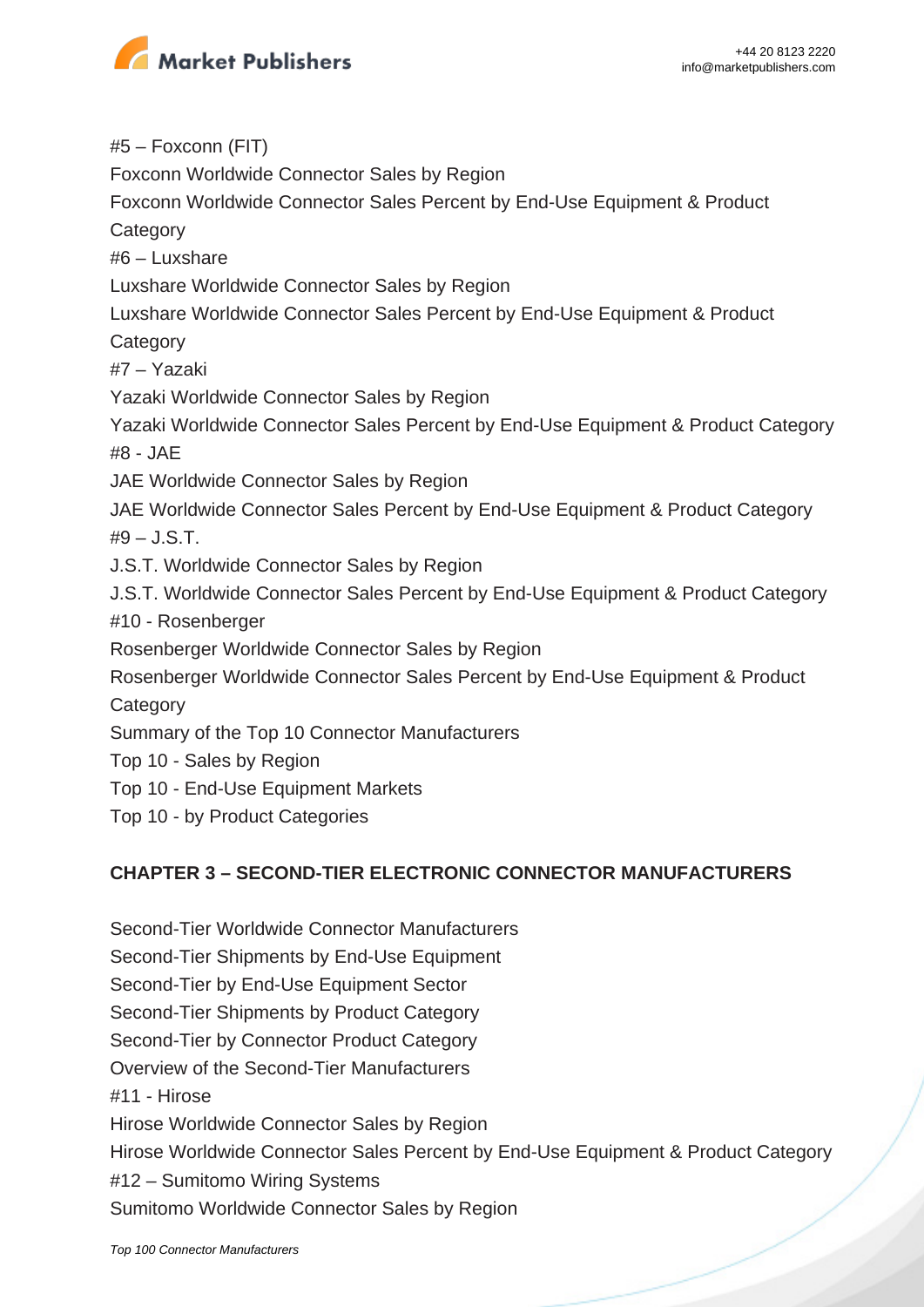#5 – Foxconn (FIT)

Foxconn Worldwide Connector Sales by Region

Foxconn Worldwide Connector Sales Percent by End-Use Equipment & Product Category

#6 – Luxshare

Luxshare Worldwide Connector Sales by Region

Luxshare Worldwide Connector Sales Percent by End-Use Equipment & Product Category

#7 – Yazaki

Yazaki Worldwide Connector Sales by Region

Yazaki Worldwide Connector Sales Percent by End-Use Equipment & Product Category

#8 - JAE

JAE Worldwide Connector Sales by Region

JAE Worldwide Connector Sales Percent by End-Use Equipment & Product Category

#9 – J.S.T.

J.S.T. Worldwide Connector Sales by Region

J.S.T. Worldwide Connector Sales Percent by End-Use Equipment & Product Category

#10 - Rosenberger

Rosenberger Worldwide Connector Sales by Region

Rosenberger Worldwide Connector Sales Percent by End-Use Equipment & Product Category

Summary of the Top 10 Connector Manufacturers

Top 10 - Sales by Region

Top 10 - End-Use Equipment Markets

Top 10 - by Product Categories

## CHAPTER 3 – SECOND-TIER ELECTRONIC CONNECTOR MANUFACTURERS

Second-Tier Worldwide Connector Manufacturers

Second-Tier Shipments by End-Use Equipment

Second-Tier by End-Use Equipment Sector

Second-Tier Shipments by Product Category

Second-Tier by Connector Product Category

Overview of the Second-Tier Manufacturers

#11 - Hirose

Hirose Worldwide Connector Sales by Region

Hirose Worldwide Connector Sales Percent by End-Use Equipment & Product Category

#12 – Sumitomo Wiring Systems

Sumitomo Worldwide Connector Sales by Region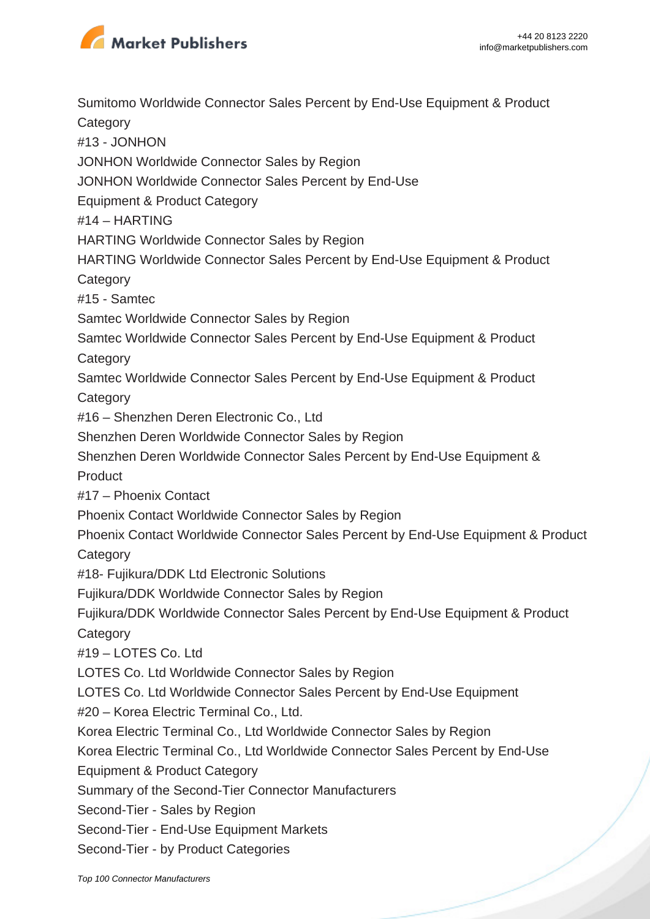Sumitomo Worldwide Connector Sales Percent by End-Use Equipment & Product Category

#13 - JONHON

JONHON Worldwide Connector Sales by Region

JONHON Worldwide Connector Sales Percent by End-Use Equipment & Product Category

#14 – HARTING

HARTING Worldwide Connector Sales by Region

HARTING Worldwide Connector Sales Percent by End-Use Equipment & Product Category

#15 - Samtec

Samtec Worldwide Connector Sales by Region

Samtec Worldwide Connector Sales Percent by End-Use Equipment & Product Category

Samtec Worldwide Connector Sales Percent by End-Use Equipment & Product Category

#16 – Shenzhen Deren Electronic Co., Ltd

Shenzhen Deren Worldwide Connector Sales by Region

Shenzhen Deren Worldwide Connector Sales Percent by End-Use Equipment & Product

#17 – Phoenix Contact

Phoenix Contact Worldwide Connector Sales by Region

Phoenix Contact Worldwide Connector Sales Percent by End-Use Equipment & Product Category

#18- Fujikura/DDK Ltd Electronic Solutions

Fujikura/DDK Worldwide Connector Sales by Region

Fujikura/DDK Worldwide Connector Sales Percent by End-Use Equipment & Product Category

#19 – LOTES Co. Ltd

LOTES Co. Ltd Worldwide Connector Sales by Region

LOTES Co. Ltd Worldwide Connector Sales Percent by End-Use Equipment

#20 – Korea Electric Terminal Co., Ltd.

Korea Electric Terminal Co., Ltd Worldwide Connector Sales by Region

Korea Electric Terminal Co., Ltd Worldwide Connector Sales Percent by End-Use Equipment & Product Category

Summary of the Second-Tier Connector Manufacturers

Second-Tier - Sales by Region

Second-Tier - End-Use Equipment Markets

Second-Tier - by Product Categories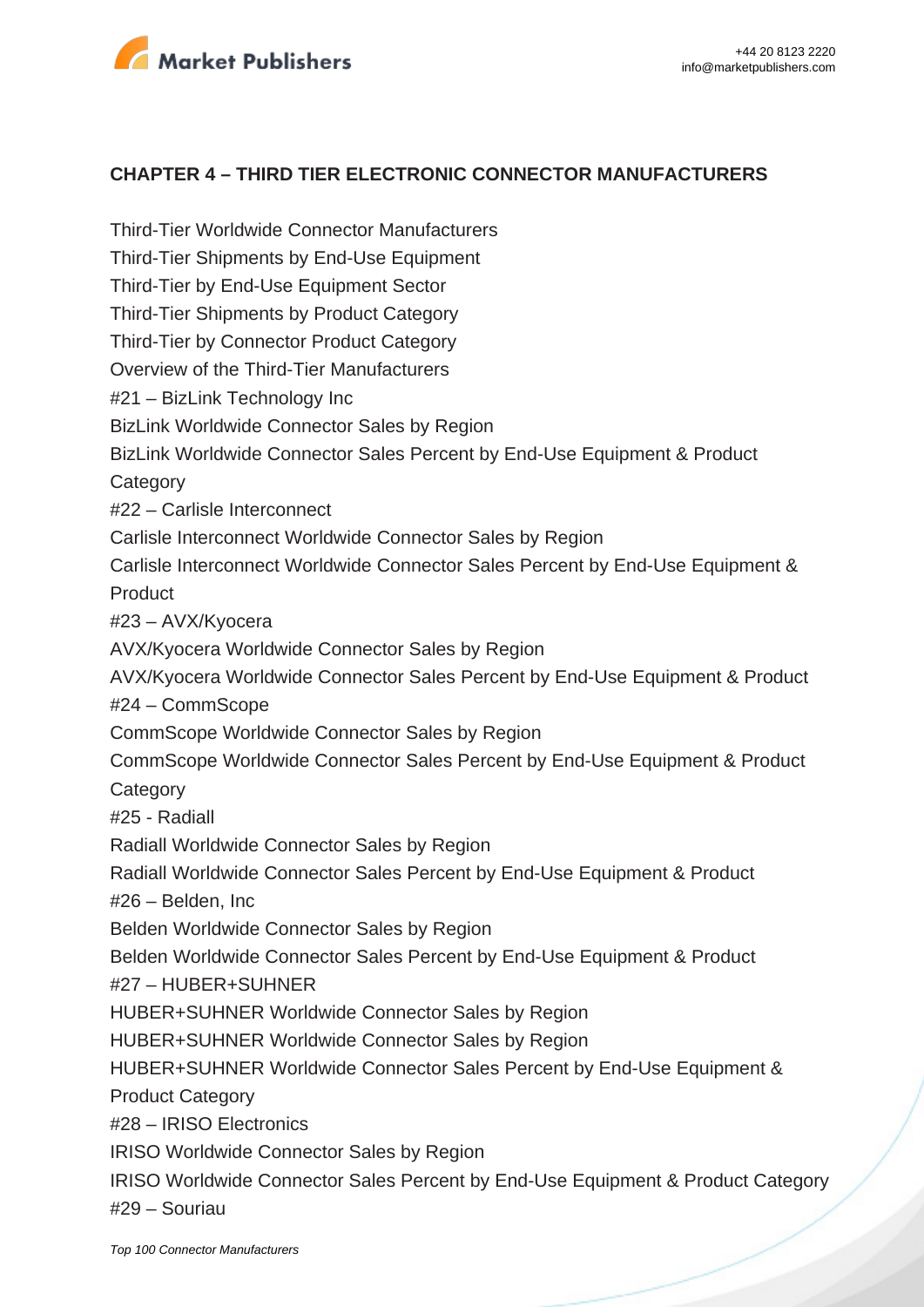## CHAPTER 4 – THIRD TIER ELECTRONIC CONNECTOR MANUFACTURERS

Third-Tier Worldwide Connector Manufacturers
Third-Tier Shipments by End-Use Equipment
Third-Tier by End-Use Equipment Sector
Third-Tier Shipments by Product Category
Third-Tier by Connector Product Category
Overview of the Third-Tier Manufacturers
#21 – BizLink Technology Inc
BizLink Worldwide Connector Sales by Region
BizLink Worldwide Connector Sales Percent by End-Use Equipment & Product Category
#22 – Carlisle Interconnect
Carlisle Interconnect Worldwide Connector Sales by Region
Carlisle Interconnect Worldwide Connector Sales Percent by End-Use Equipment & Product
#23 – AVX/Kyocera
AVX/Kyocera Worldwide Connector Sales by Region
AVX/Kyocera Worldwide Connector Sales Percent by End-Use Equipment & Product
#24 – CommScope
CommScope Worldwide Connector Sales by Region
CommScope Worldwide Connector Sales Percent by End-Use Equipment & Product Category
#25 - Radiall
Radiall Worldwide Connector Sales by Region
Radiall Worldwide Connector Sales Percent by End-Use Equipment & Product
#26 – Belden, Inc
Belden Worldwide Connector Sales by Region
Belden Worldwide Connector Sales Percent by End-Use Equipment & Product
#27 – HUBER+SUHNER
HUBER+SUHNER Worldwide Connector Sales by Region
HUBER+SUHNER Worldwide Connector Sales by Region
HUBER+SUHNER Worldwide Connector Sales Percent by End-Use Equipment & Product Category
#28 – IRISO Electronics
IRISO Worldwide Connector Sales by Region
IRISO Worldwide Connector Sales Percent by End-Use Equipment & Product Category
#29 – Souriau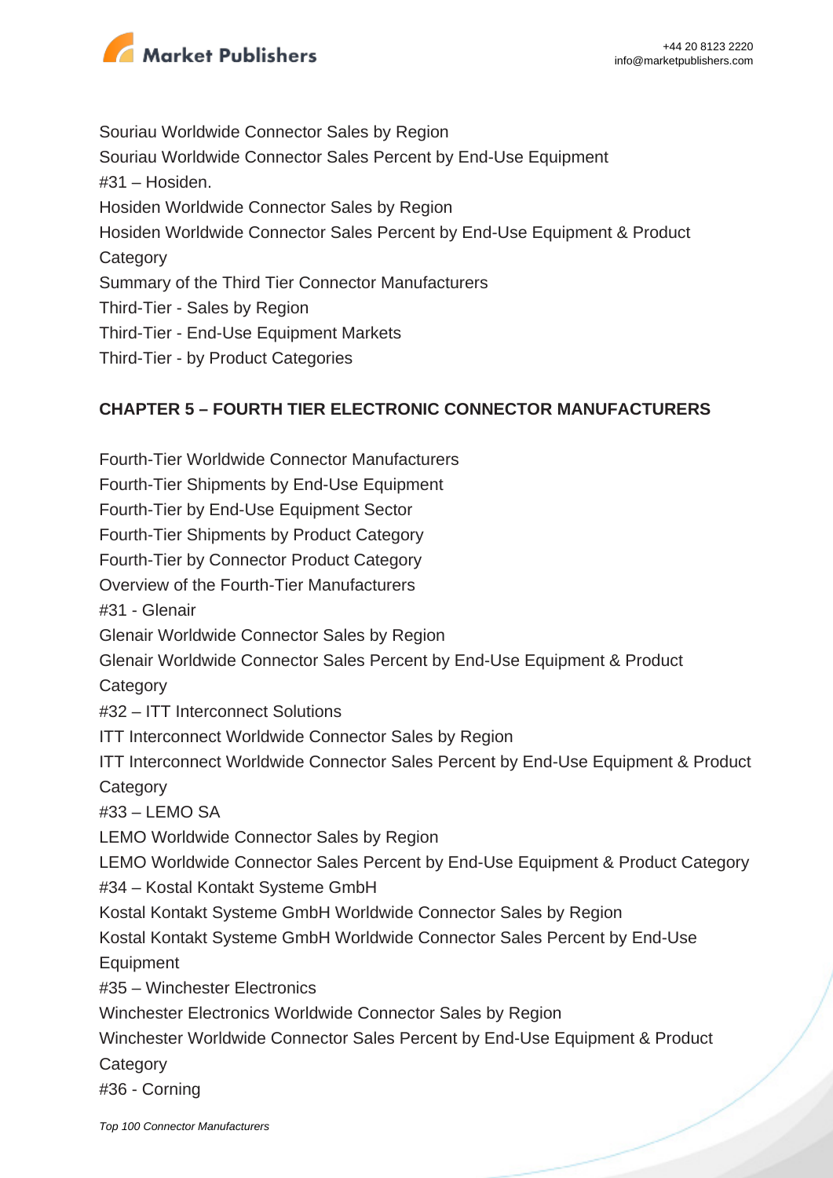Souriau Worldwide Connector Sales by Region

Souriau Worldwide Connector Sales Percent by End-Use Equipment

#31 – Hosiden.

Hosiden Worldwide Connector Sales by Region

Hosiden Worldwide Connector Sales Percent by End-Use Equipment & Product Category

Summary of the Third Tier Connector Manufacturers

Third-Tier - Sales by Region

Third-Tier - End-Use Equipment Markets

Third-Tier - by Product Categories

**CHAPTER 5 – FOURTH TIER ELECTRONIC CONNECTOR MANUFACTURERS**

Fourth-Tier Worldwide Connector Manufacturers

Fourth-Tier Shipments by End-Use Equipment

Fourth-Tier by End-Use Equipment Sector

Fourth-Tier Shipments by Product Category

Fourth-Tier by Connector Product Category

Overview of the Fourth-Tier Manufacturers

#31 - Glenair

Glenair Worldwide Connector Sales by Region

Glenair Worldwide Connector Sales Percent by End-Use Equipment & Product Category

#32 – ITT Interconnect Solutions

ITT Interconnect Worldwide Connector Sales by Region

ITT Interconnect Worldwide Connector Sales Percent by End-Use Equipment & Product Category

#33 – LEMO SA

LEMO Worldwide Connector Sales by Region

LEMO Worldwide Connector Sales Percent by End-Use Equipment & Product Category

#34 – Kostal Kontakt Systeme GmbH

Kostal Kontakt Systeme GmbH Worldwide Connector Sales by Region

Kostal Kontakt Systeme GmbH Worldwide Connector Sales Percent by End-Use Equipment

#35 – Winchester Electronics

Winchester Electronics Worldwide Connector Sales by Region

Winchester Worldwide Connector Sales Percent by End-Use Equipment & Product Category

#36 - Corning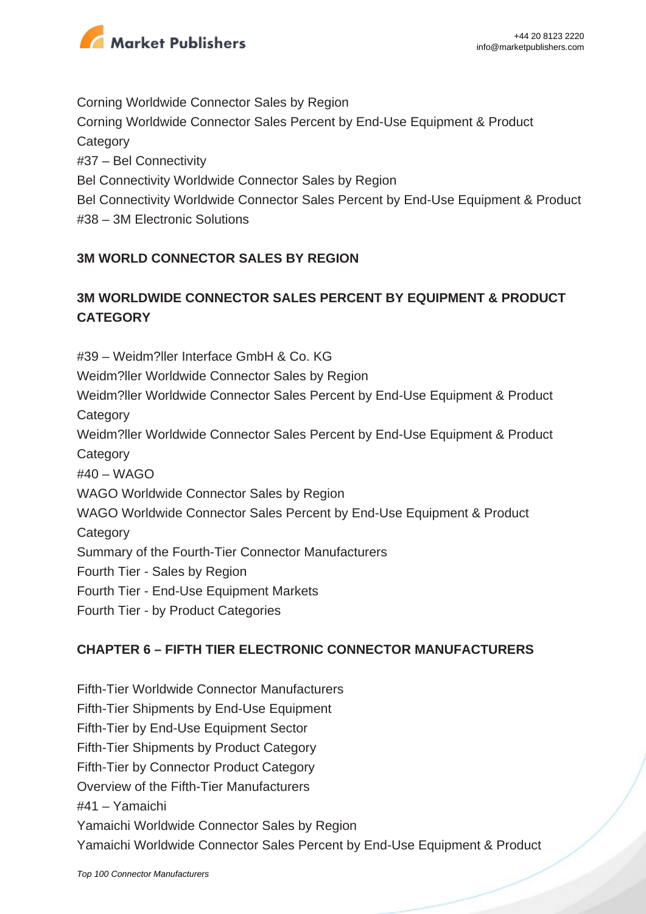Corning Worldwide Connector Sales by Region
Corning Worldwide Connector Sales Percent by End-Use Equipment & Product Category
#37 – Bel Connectivity
Bel Connectivity Worldwide Connector Sales by Region
Bel Connectivity Worldwide Connector Sales Percent by End-Use Equipment & Product
#38 – 3M Electronic Solutions

**3M WORLD CONNECTOR SALES BY REGION**

**3M WORLDWIDE CONNECTOR SALES PERCENT BY EQUIPMENT & PRODUCT CATEGORY**

#39 – Weidm?ller Interface GmbH & Co. KG
Weidm?ller Worldwide Connector Sales by Region
Weidm?ller Worldwide Connector Sales Percent by End-Use Equipment & Product Category
Weidm?ller Worldwide Connector Sales Percent by End-Use Equipment & Product Category
#40 – WAGO
WAGO Worldwide Connector Sales by Region
WAGO Worldwide Connector Sales Percent by End-Use Equipment & Product Category
Summary of the Fourth-Tier Connector Manufacturers
Fourth Tier - Sales by Region
Fourth Tier - End-Use Equipment Markets
Fourth Tier - by Product Categories

## CHAPTER 6 – FIFTH TIER ELECTRONIC CONNECTOR MANUFACTURERS

Fifth-Tier Worldwide Connector Manufacturers
Fifth-Tier Shipments by End-Use Equipment
Fifth-Tier by End-Use Equipment Sector
Fifth-Tier Shipments by Product Category
Fifth-Tier by Connector Product Category
Overview of the Fifth-Tier Manufacturers
#41 – Yamaichi
Yamaichi Worldwide Connector Sales by Region
Yamaichi Worldwide Connector Sales Percent by End-Use Equipment & Product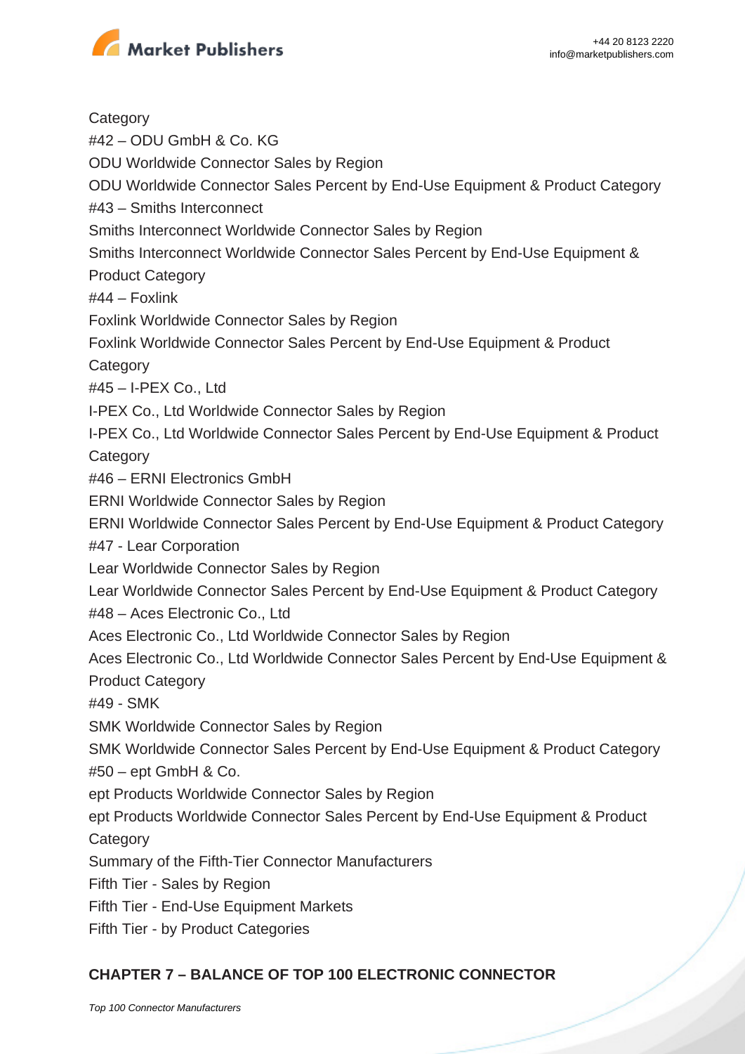Category

#42 – ODU GmbH & Co. KG

ODU Worldwide Connector Sales by Region

ODU Worldwide Connector Sales Percent by End-Use Equipment & Product Category

#43 – Smiths Interconnect

Smiths Interconnect Worldwide Connector Sales by Region

Smiths Interconnect Worldwide Connector Sales Percent by End-Use Equipment & Product Category

#44 – Foxlink

Foxlink Worldwide Connector Sales by Region

Foxlink Worldwide Connector Sales Percent by End-Use Equipment & Product Category

#45 – I-PEX Co., Ltd

I-PEX Co., Ltd Worldwide Connector Sales by Region

I-PEX Co., Ltd Worldwide Connector Sales Percent by End-Use Equipment & Product Category

#46 – ERNI Electronics GmbH

ERNI Worldwide Connector Sales by Region

ERNI Worldwide Connector Sales Percent by End-Use Equipment & Product Category

#47 - Lear Corporation

Lear Worldwide Connector Sales by Region

Lear Worldwide Connector Sales Percent by End-Use Equipment & Product Category

#48 – Aces Electronic Co., Ltd

Aces Electronic Co., Ltd Worldwide Connector Sales by Region

Aces Electronic Co., Ltd Worldwide Connector Sales Percent by End-Use Equipment & Product Category

#49 - SMK

SMK Worldwide Connector Sales by Region

SMK Worldwide Connector Sales Percent by End-Use Equipment & Product Category

#50 – ept GmbH & Co.

ept Products Worldwide Connector Sales by Region

ept Products Worldwide Connector Sales Percent by End-Use Equipment & Product Category

Summary of the Fifth-Tier Connector Manufacturers

Fifth Tier - Sales by Region

Fifth Tier - End-Use Equipment Markets

Fifth Tier - by Product Categories

**CHAPTER 7 – BALANCE OF TOP 100 ELECTRONIC CONNECTOR**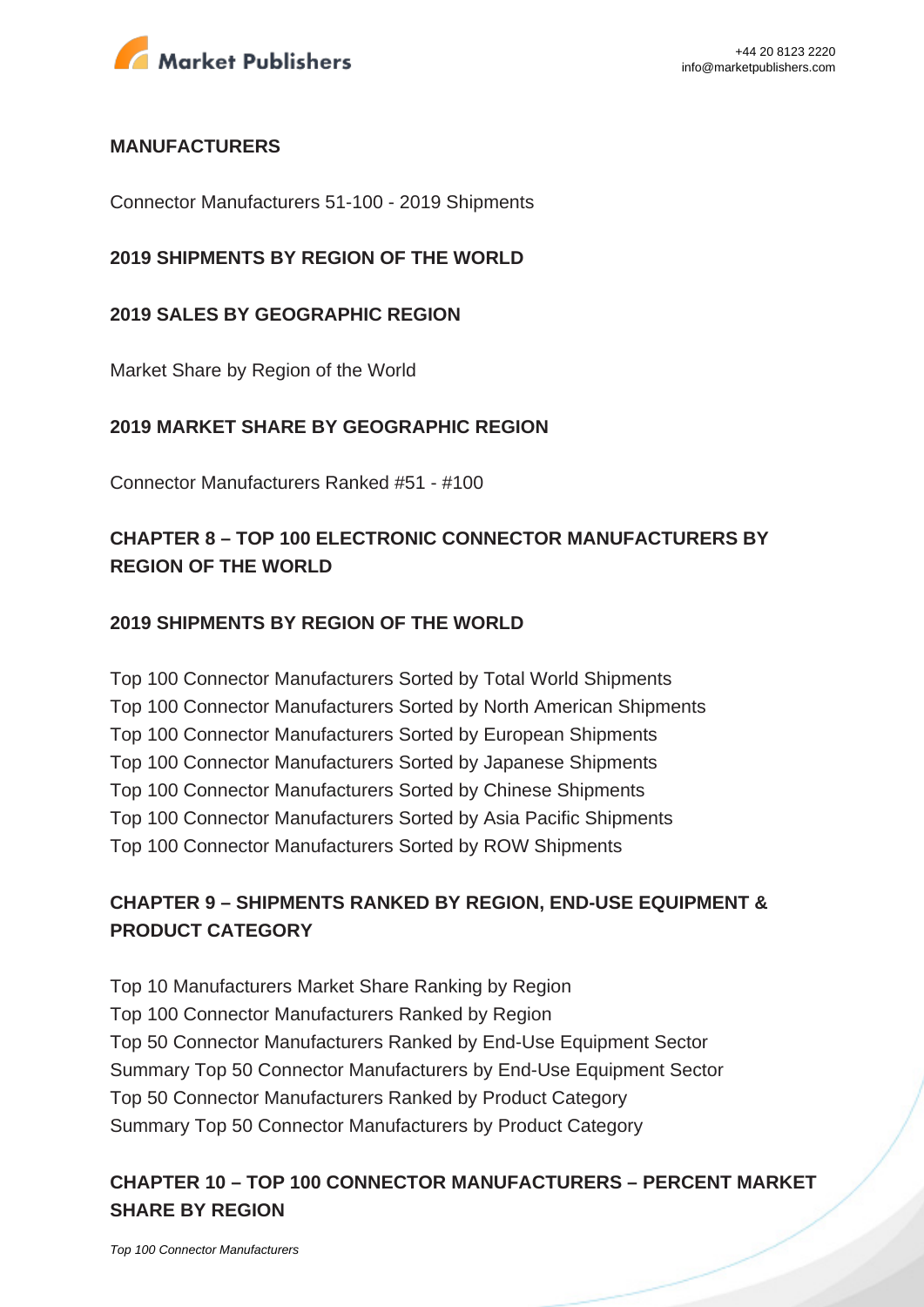**MANUFACTURERS**

Connector Manufacturers 51-100 - 2019 Shipments

**2019 SHIPMENTS BY REGION OF THE WORLD**

**2019 SALES BY GEOGRAPHIC REGION**

Market Share by Region of the World

**2019 MARKET SHARE BY GEOGRAPHIC REGION**

Connector Manufacturers Ranked #51 - #100

## CHAPTER 8 – TOP 100 ELECTRONIC CONNECTOR MANUFACTURERS BY REGION OF THE WORLD

**2019 SHIPMENTS BY REGION OF THE WORLD**

Top 100 Connector Manufacturers Sorted by Total World Shipments
Top 100 Connector Manufacturers Sorted by North American Shipments
Top 100 Connector Manufacturers Sorted by European Shipments
Top 100 Connector Manufacturers Sorted by Japanese Shipments
Top 100 Connector Manufacturers Sorted by Chinese Shipments
Top 100 Connector Manufacturers Sorted by Asia Pacific Shipments
Top 100 Connector Manufacturers Sorted by ROW Shipments

## CHAPTER 9 – SHIPMENTS RANKED BY REGION, END-USE EQUIPMENT & PRODUCT CATEGORY

Top 10 Manufacturers Market Share Ranking by Region
Top 100 Connector Manufacturers Ranked by Region
Top 50 Connector Manufacturers Ranked by End-Use Equipment Sector
Summary Top 50 Connector Manufacturers by End-Use Equipment Sector
Top 50 Connector Manufacturers Ranked by Product Category
Summary Top 50 Connector Manufacturers by Product Category

## CHAPTER 10 – TOP 100 CONNECTOR MANUFACTURERS – PERCENT MARKET SHARE BY REGION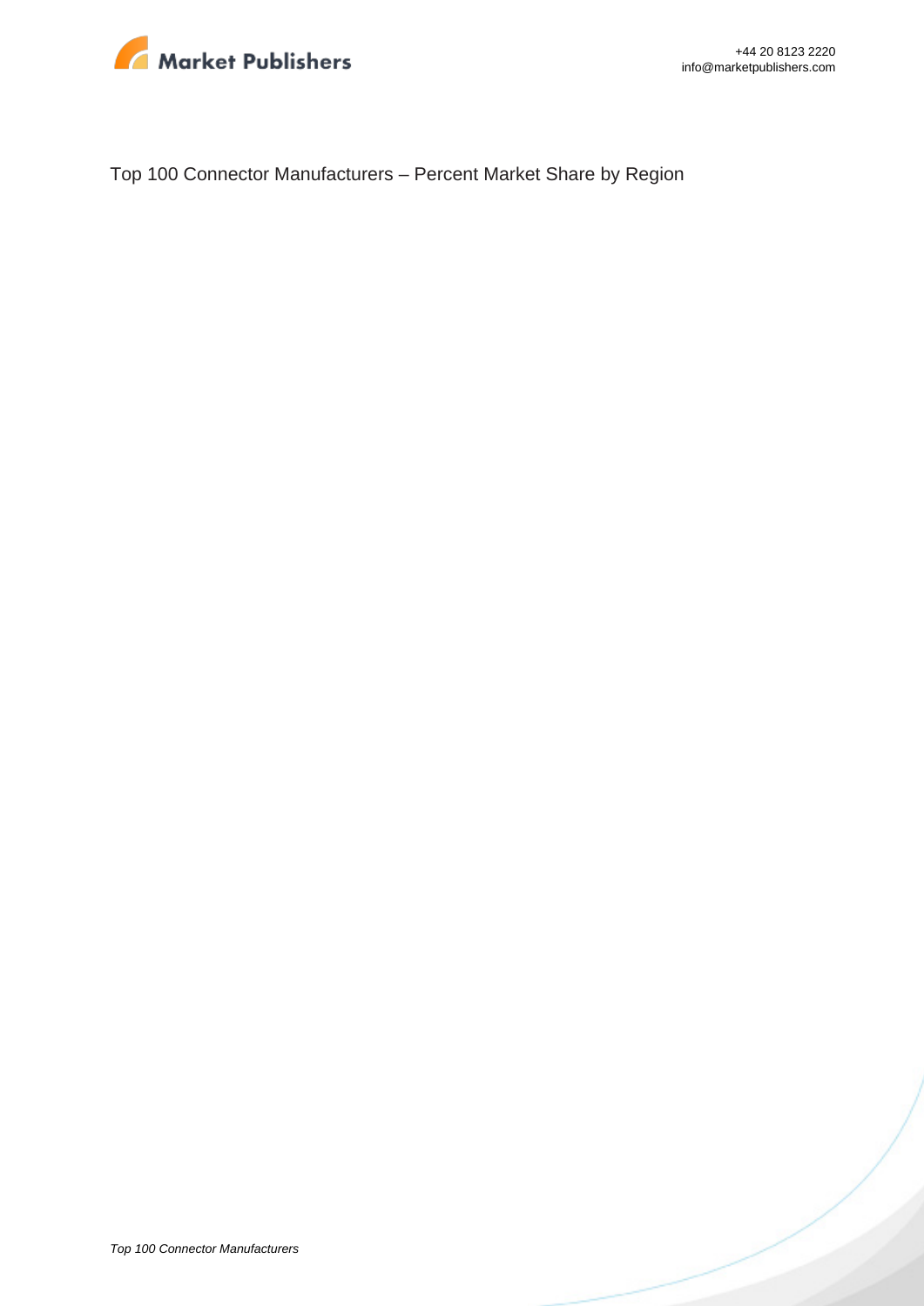Top 100 Connector Manufacturers – Percent Market Share by Region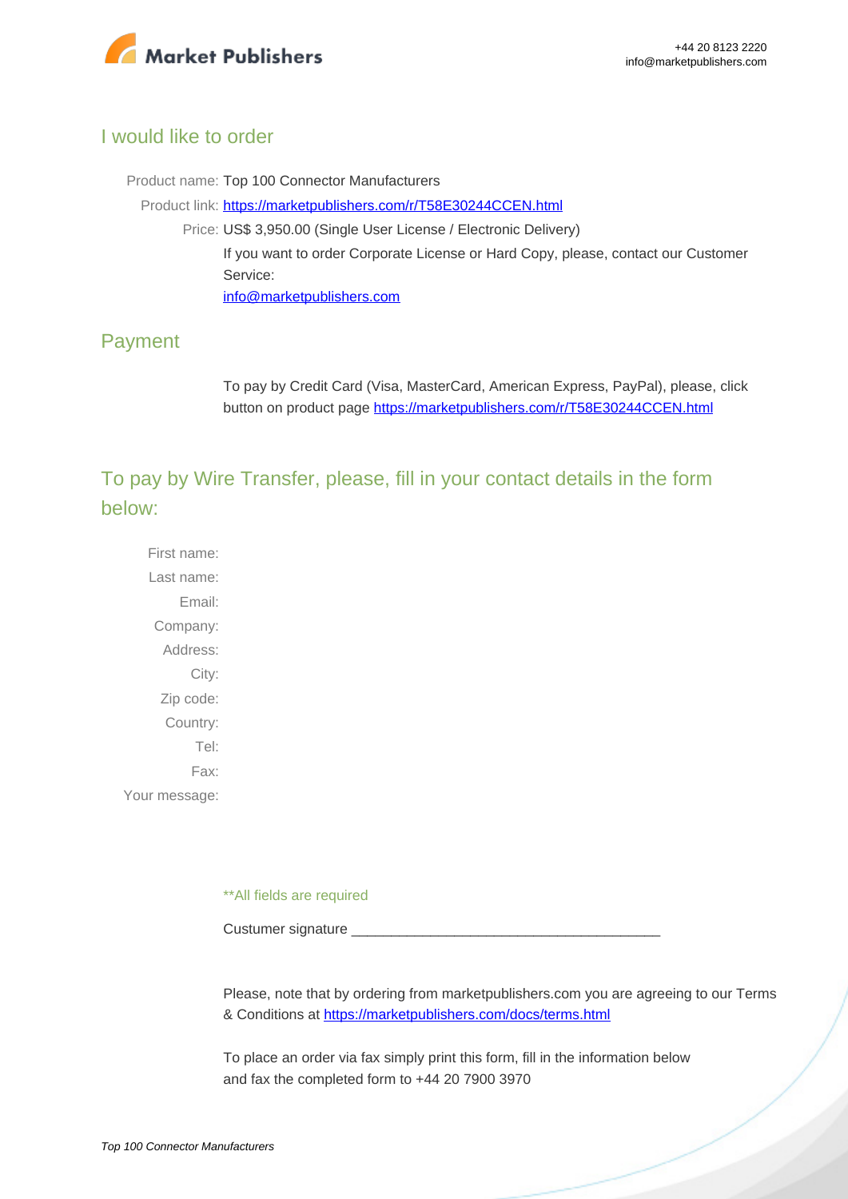## I would like to order

Product name: Top 100 Connector Manufacturers

Product link: [https://marketpublishers.com/r/T58E30244CCEN.html](https://marketpublishers.com/r/T58E30244CCEN.html)

Price: US$ 3,950.00 (Single User License / Electronic Delivery)

If you want to order Corporate License or Hard Copy, please, contact our Customer Service:

[info@marketpublishers.com](mailto:info@marketpublishers.com)

## Payment

To pay by Credit Card (Visa, MasterCard, American Express, PayPal), please, click button on product page [https://marketpublishers.com/r/T58E30244CCEN.html](https://marketpublishers.com/r/T58E30244CCEN.html)

## To pay by Wire Transfer, please, fill in your contact details in the form below:

First name:

Last name:

Email:

Company:

Address:

City:

Zip code:

Country:

Tel:

Fax:

Your message:

**All fields are required

Custumer signature _______________________________________

Please, note that by ordering from marketpublishers.com you are agreeing to our Terms & Conditions at [https://marketpublishers.com/docs/terms.html](https://marketpublishers.com/docs/terms.html)

To place an order via fax simply print this form, fill in the information below and fax the completed form to +44 20 7900 3970